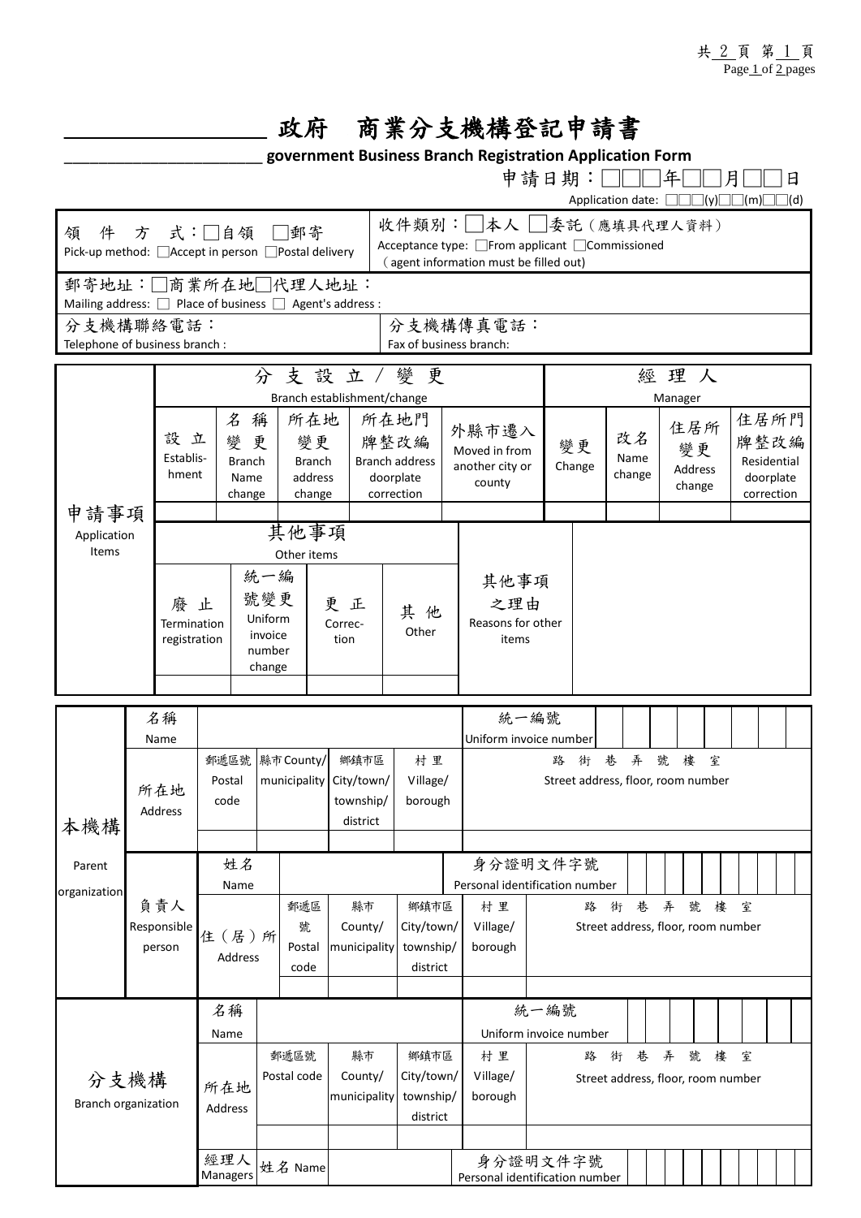# ＿＿＿＿＿＿＿＿＿ 政府　商業分支機構登記申請書

**＿＿＿＿＿＿＿＿＿＿ government Business Branch Registration Application Form**

申請日期：□□□年□□月□□日
Application date: □□□(y)□□(m)□□(d)

| 領件方式：□自領 □郵寄<br>Pick-up method: □Accept in person □Postal delivery | 收件類別：□本人 □委託（應填具代理人資料）<br>Acceptance type: □From applicant □Commissioned (agent information must be filled out) |
|---|---|
| 郵寄地址：□商業所在地□代理人地址：<br>Mailing address: □ Place of business □ Agent's address : | |
| 分支機構聯絡電話：<br>Telephone of business branch : | 分支機構傳真電話：<br>Fax of business branch: |

| 申請事項<br>Application Items | 分支設立／變更<br>Branch establishment/change | | | | | 經理人<br>Manager | | | |
|---|---|---|---|---|---|---|---|---|---|
| | 設立<br>Establishment | 名稱變更<br>Branch Name change | 所在地變更<br>Branch address change | 所在地門牌整改編<br>Branch address doorplate correction | 外縣市遷入<br>Moved in from another city or county | 變更<br>Change | 改名<br>Name change | 住居所變更<br>Address change | 住居所門牌整改編<br>Residential doorplate correction |
| | | | | | | | | | |
| | 其他事項<br>Other items | | | | 其他事項之理由<br>Reasons for other items | | | | |
| | 廢止<br>Termination registration | 統一編號變更<br>Uniform invoice number change | 更正<br>Correction | 其他<br>Other | | | | | |
| | | | | | | | | | |

| 本機構<br>Parent organization | 名稱<br>Name | | | | | 統一編號<br>Uniform invoice number | | |
|---|---|---|---|---|---|---|---|---|
| | 所在地<br>Address | 郵遞區號<br>Postal code | 縣市 County/municipality | 鄉鎮市區<br>City/town/township/district | 村里<br>Village/borough | 路 街 巷 弄 號 樓 室<br>Street address, floor, room number | | |
| | | | | | | | | |
| | 負責人<br>Responsible person | 姓名<br>Name | | | | 身分證明文件字號<br>Personal identification number | | |
| | | 住（居）所<br>Address | 郵遞區號<br>Postal code | 縣市<br>County/municipality | 鄉鎮市區<br>City/town/township/district | 村里<br>Village/borough | 路 街 巷 弄 號 樓 室<br>Street address, floor, room number | |
| | | | | | | | | |

| 分支機構<br>Branch organization | 名稱<br>Name | | | | | 統一編號<br>Uniform invoice number | |
|---|---|---|---|---|---|---|---|
| | 所在地<br>Address | 郵遞區號<br>Postal code | 縣市<br>County/municipality | 鄉鎮市區<br>City/town/township/district | 村里<br>Village/borough | 路 街 巷 弄 號 樓 室<br>Street address, floor, room number | |
| | | | | | | | |
| | 經理人<br>Managers | 姓名 Name | | | | 身分證明文件字號<br>Personal identification number | |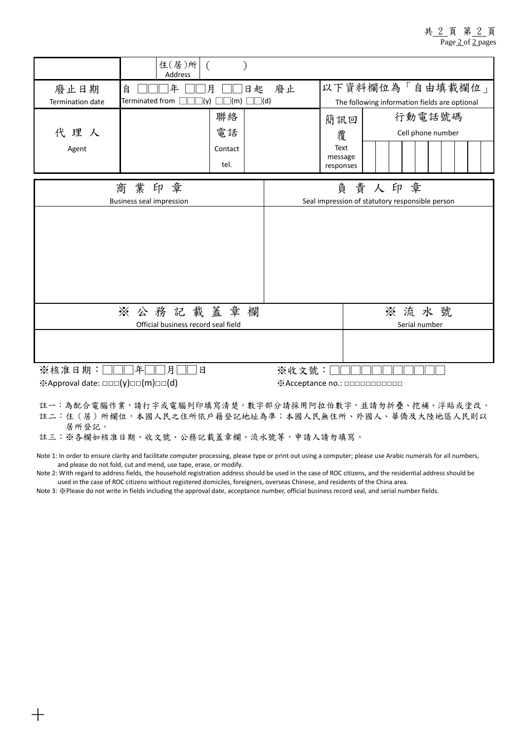| | | | | | |
|---|---|---|---|---|---|
| | 住(居)所 Address | ( ) | | | |
| 廢止日期 Termination date | 自 □□□年 □□月 □□日起 廢止 Terminated from □□□(y) □□(m) □□(d) | | | 以下資料欄位為「自由填載欄位」 The following information fields are optional | |
| 代 理 人 Agent | | 聯絡電話 Contact tel. | | 簡訊回覆 Text message responses | 行動電話號碼 Cell phone number |

| 商 業 印 章 Business seal impression | 負 責 人 印 章 Seal impression of statutory responsible person |
|---|---|
| | |

| ※ 公 務 記 載 蓋 章 欄 Official business record seal field | ※ 流 水 號 Serial number |
|---|---|
| | |

※核准日期：□□□年□□月□□日
※Approval date: □□□(y)□□(m)□□(d)

※收文號：□□□□□□□□□□□
※Acceptance no.: □□□□□□□□□□□

註一：為配合電腦作業，請打字或電腦列印填寫清楚，數字部分請採用阿拉伯數字，並請勿折疊、挖補、浮貼或塗改。
註二：住（居）所欄位，本國人民之住所依戶籍登記地址為準；本國人民無住所、外國人、華僑及大陸地區人民則以居所登記。
註三：※各欄如核准日期、收文號、公務記載蓋章欄、流水號等，申請人請勿填寫。

Note 1: In order to ensure clarity and facilitate computer processing, please type or print out using a computer; please use Arabic numerals for all numbers, and please do not fold, cut and mend, use tape, erase, or modify.
Note 2: With regard to address fields, the household registration address should be used in the case of ROC citizens, and the residential address should be used in the case of ROC citizens without registered domiciles, foreigners, overseas Chinese, and residents of the China area.
Note 3: ※Please do not write in fields including the approval date, acceptance number, official business record seal, and serial number fields.